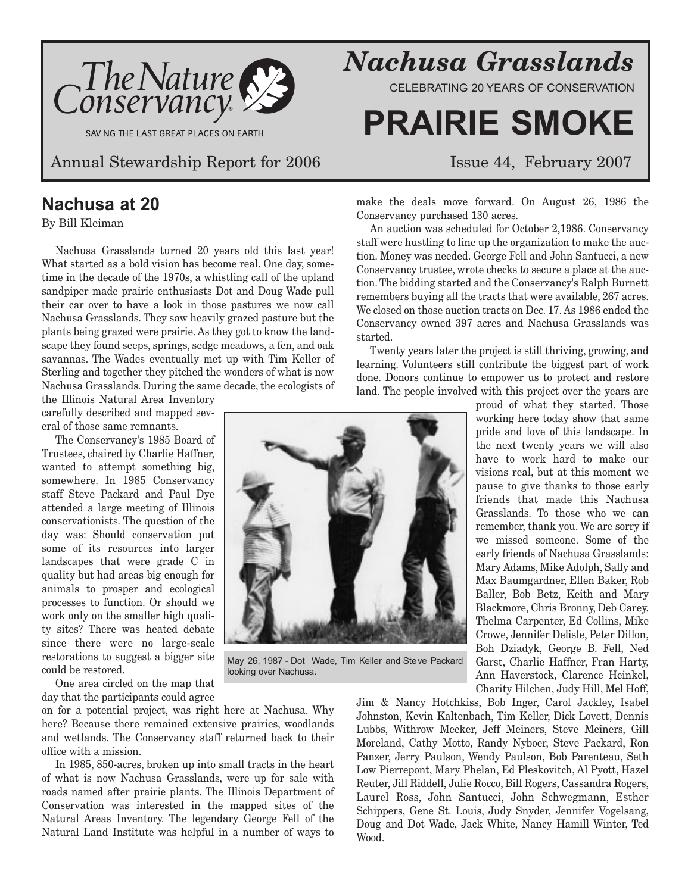The Nature Conservancy

SAVING THE LAST GREAT PLACES ON EARTH

# *Nachusa Grasslands*

CELEBRATING 20 YEARS OF CONSERVATION

# PRAIRIE SMOKE

Annual Stewardship Report for 2006

Issue 44, February 2007

## Nachusa at 20

By Bill Kleiman

Nachusa Grasslands turned 20 years old this last year! What started as a bold vision has become real. One day, sometime in the decade of the 1970s, a whistling call of the upland sandpiper made prairie enthusiasts Dot and Doug Wade pull their car over to have a look in those pastures we now call Nachusa Grasslands. They saw heavily grazed pasture but the plants being grazed were prairie. As they got to know the landscape they found seeps, springs, sedge meadows, a fen, and oak savannas. The Wades eventually met up with Tim Keller of Sterling and together they pitched the wonders of what is now Nachusa Grasslands. During the same decade, the ecologists of the Illinois Natural Area Inventory carefully described and mapped several of those same remnants.

The Conservancy's 1985 Board of Trustees, chaired by Charlie Haffner, wanted to attempt something big, somewhere. In 1985 Conservancy staff Steve Packard and Paul Dye attended a large meeting of Illinois conservationists. The question of the day was: Should conservation put some of its resources into larger landscapes that were grade C in quality but had areas big enough for animals to prosper and ecological processes to function. Or should we work only on the smaller high quality sites? There was heated debate since there were no large-scale restorations to suggest a bigger site could be restored.

One area circled on the map that day that the participants could agree on for a potential project, was right here at Nachusa. Why here? Because there remained extensive prairies, woodlands and wetlands. The Conservancy staff returned back to their office with a mission.

In 1985, 850-acres, broken up into small tracts in the heart of what is now Nachusa Grasslands, were up for sale with roads named after prairie plants. The Illinois Department of Conservation was interested in the mapped sites of the Natural Areas Inventory. The legendary George Fell of the Natural Land Institute was helpful in a number of ways to make the deals move forward. On August 26, 1986 the Conservancy purchased 130 acres.

An auction was scheduled for October 2,1986. Conservancy staff were hustling to line up the organization to make the auction. Money was needed. George Fell and John Santucci, a new Conservancy trustee, wrote checks to secure a place at the auction. The bidding started and the Conservancy's Ralph Burnett remembers buying all the tracts that were available, 267 acres. We closed on those auction tracts on Dec. 17. As 1986 ended the Conservancy owned 397 acres and Nachusa Grasslands was started.

Twenty years later the project is still thriving, growing, and learning. Volunteers still contribute the biggest part of work done. Donors continue to empower us to protect and restore land. The people involved with this project over the years are proud of what they started. Those working here today show that same pride and love of this landscape. In the next twenty years we will also have to work hard to make our visions real, but at this moment we pause to give thanks to those early friends that made this Nachusa Grasslands. To those who we can remember, thank you. We are sorry if we missed someone. Some of the early friends of Nachusa Grasslands: Mary Adams, Mike Adolph, Sally and Max Baumgardner, Ellen Baker, Rob Baller, Bob Betz, Keith and Mary Blackmore, Chris Bronny, Deb Carey. Thelma Carpenter, Ed Collins, Mike Crowe, Jennifer Delisle, Peter Dillon, Boh Dziadyk, George B. Fell, Ned Garst, Charlie Haffner, Fran Harty, Ann Haverstock, Clarence Heinkel, Charity Hilchen, Judy Hill, Mel Hoff, Jim & Nancy Hotchkiss, Bob Inger, Carol Jackley, Isabel Johnston, Kevin Kaltenbach, Tim Keller, Dick Lovett, Dennis Lubbs, Withrow Meeker, Jeff Meiners, Steve Meiners, Gill Moreland, Cathy Motto, Randy Nyboer, Steve Packard, Ron Panzer, Jerry Paulson, Wendy Paulson, Bob Parenteau, Seth Low Pierrepont, Mary Phelan, Ed Pleskovitch, Al Pyott, Hazel Reuter, Jill Riddell, Julie Rocco, Bill Rogers, Cassandra Rogers, Laurel Ross, John Santucci, John Schwegmann, Esther Schippers, Gene St. Louis, Judy Snyder, Jennifer Vogelsang, Doug and Dot Wade, Jack White, Nancy Hamill Winter, Ted Wood.

May 26, 1987 - Dot Wade, Tim Keller and Steve Packard looking over Nachusa.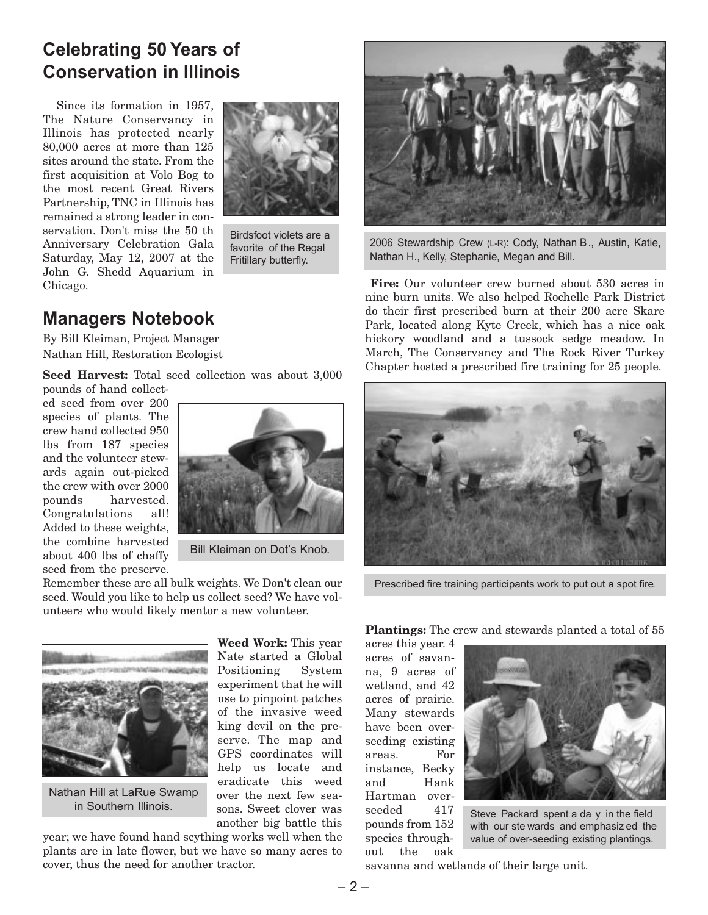## Celebrating 50 Years of Conservation in Illinois

Since its formation in 1957, The Nature Conservancy in Illinois has protected nearly 80,000 acres at more than 125 sites around the state. From the first acquisition at Volo Bog to the most recent Great Rivers Partnership, TNC in Illinois has remained a strong leader in conservation. Don't miss the 50 th Anniversary Celebration Gala Saturday, May 12, 2007 at the John G. Shedd Aquarium in Chicago.

Birdsfoot violets are a favorite of the Regal Fritillary butterfly.

## Managers Notebook

By Bill Kleiman, Project Manager
Nathan Hill, Restoration Ecologist

**Seed Harvest:** Total seed collection was about 3,000 pounds of hand collected seed from over 200 species of plants. The crew hand collected 950 lbs from 187 species and the volunteer stewards again out-picked the crew with over 2000 pounds harvested. Congratulations all! Added to these weights, the combine harvested about 400 lbs of chaffy seed from the preserve. Remember these are all bulk weights. We Don't clean our seed. Would you like to help us collect seed? We have volunteers who would likely mentor a new volunteer.

Bill Kleiman on Dot's Knob.

**Weed Work:** This year Nate started a Global Positioning System experiment that he will use to pinpoint patches of the invasive weed king devil on the preserve. The map and GPS coordinates will help us locate and eradicate this weed over the next few seasons. Sweet clover was another big battle this year; we have found hand scything works well when the plants are in late flower, but we have so many acres to cover, thus the need for another tractor.

Nathan Hill at LaRue Swamp in Southern Illinois.

2006 Stewardship Crew (L-R): Cody, Nathan B., Austin, Katie, Nathan H., Kelly, Stephanie, Megan and Bill.

**Fire:** Our volunteer crew burned about 530 acres in nine burn units. We also helped Rochelle Park District do their first prescribed burn at their 200 acre Skare Park, located along Kyte Creek, which has a nice oak hickory woodland and a tussock sedge meadow. In March, The Conservancy and The Rock River Turkey Chapter hosted a prescribed fire training for 25 people.

Prescribed fire training participants work to put out a spot fire.

**Plantings:** The crew and stewards planted a total of 55 acres this year. 4 acres of savanna, 9 acres of wetland, and 42 acres of prairie. Many stewards have been overseeding existing areas. For instance, Becky and Hank Hartman overseeded 417 pounds from 152 species throughout the oak savanna and wetlands of their large unit.

Steve Packard spent a day in the field with our stewards and emphasized the value of over-seeding existing plantings.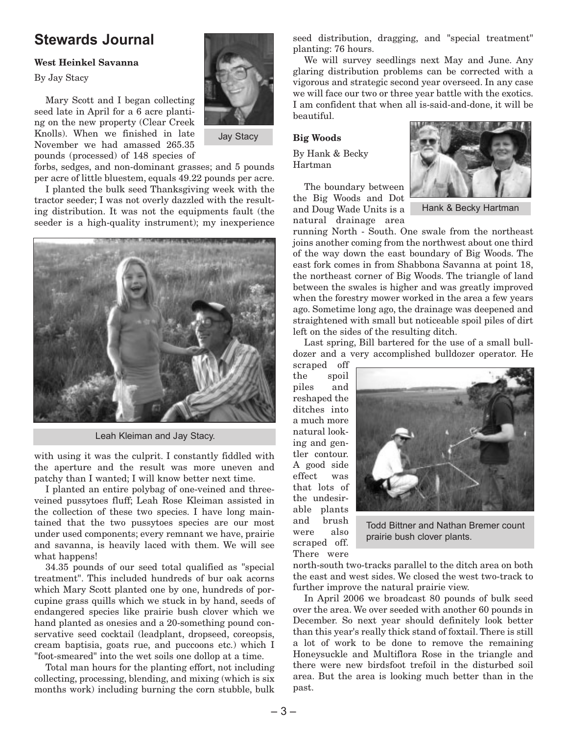## Stewards Journal

### West Heinkel Savanna

By Jay Stacy

Jay Stacy

Mary Scott and I began collecting seed late in April for a 6 acre planting on the new property (Clear Creek Knolls). When we finished in late November we had amassed 265.35 pounds (processed) of 148 species of forbs, sedges, and non-dominant grasses; and 5 pounds per acre of little bluestem, equals 49.22 pounds per acre.

I planted the bulk seed Thanksgiving week with the tractor seeder; I was not overly dazzled with the resulting distribution. It was not the equipments fault (the seeder is a high-quality instrument); my inexperience with using it was the culprit. I constantly fiddled with the aperture and the result was more uneven and patchy than I wanted; I will know better next time.

Leah Kleiman and Jay Stacy.

I planted an entire polybag of one-veined and three-veined pussytoes fluff; Leah Rose Kleiman assisted in the collection of these two species. I have long maintained that the two pussytoes species are our most under used components; every remnant we have, prairie and savanna, is heavily laced with them. We will see what happens!

34.35 pounds of our seed total qualified as "special treatment". This included hundreds of bur oak acorns which Mary Scott planted one by one, hundreds of porcupine grass quills which we stuck in by hand, seeds of endangered species like prairie bush clover which we hand planted as onesies and a 20-something pound conservative seed cocktail (leadplant, dropseed, coreopsis, cream baptisia, goats rue, and puccoons etc.) which I "foot-smeared" into the wet soils one dollop at a time.

Total man hours for the planting effort, not including collecting, processing, blending, and mixing (which is six months work) including burning the corn stubble, bulk seed distribution, dragging, and "special treatment" planting: 76 hours.

We will survey seedlings next May and June. Any glaring distribution problems can be corrected with a vigorous and strategic second year overseed. In any case we will face our two or three year battle with the exotics. I am confident that when all is-said-and-done, it will be beautiful.

### Big Woods

By Hank & Becky Hartman

Hank & Becky Hartman

The boundary between the Big Woods and Dot and Doug Wade Units is a natural drainage area running North - South. One swale from the northeast joins another coming from the northwest about one third of the way down the east boundary of Big Woods. The east fork comes in from Shabbona Savanna at point 18, the northeast corner of Big Woods. The triangle of land between the swales is higher and was greatly improved when the forestry mower worked in the area a few years ago. Sometime long ago, the drainage was deepened and straightened with small but noticeable spoil piles of dirt left on the sides of the resulting ditch.

Last spring, Bill bartered for the use of a small bulldozer and a very accomplished bulldozer operator. He scraped off the spoil piles and reshaped the ditches into a much more natural looking and gentler contour. A good side effect was that lots of the undesirable plants and brush were also scraped off. There were north-south two-tracks parallel to the ditch area on both the east and west sides. We closed the west two-track to further improve the natural prairie view.

Todd Bittner and Nathan Bremer count prairie bush clover plants.

In April 2006 we broadcast 80 pounds of bulk seed over the area. We over seeded with another 60 pounds in December. So next year should definitely look better than this year's really thick stand of foxtail. There is still a lot of work to be done to remove the remaining Honeysuckle and Multiflora Rose in the triangle and there were new birdsfoot trefoil in the disturbed soil area. But the area is looking much better than in the past.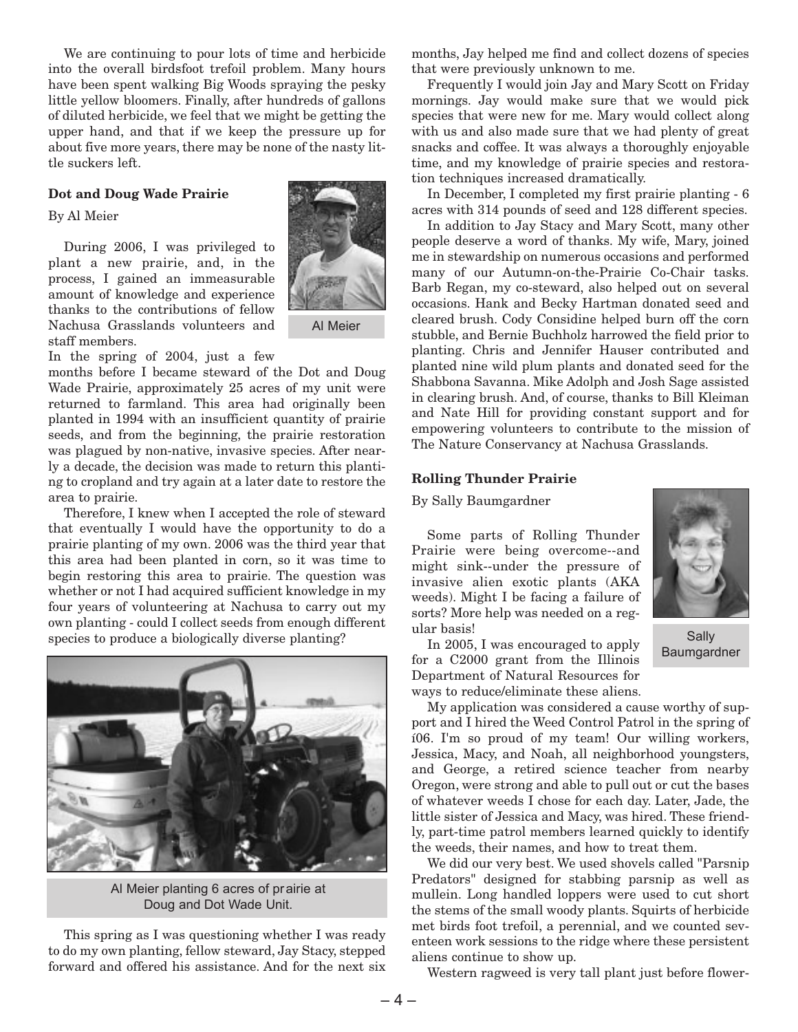We are continuing to pour lots of time and herbicide into the overall birdsfoot trefoil problem. Many hours have been spent walking Big Woods spraying the pesky little yellow bloomers. Finally, after hundreds of gallons of diluted herbicide, we feel that we might be getting the upper hand, and that if we keep the pressure up for about five more years, there may be none of the nasty little suckers left.

**Dot and Doug Wade Prairie**

By Al Meier

Al Meier

During 2006, I was privileged to plant a new prairie, and, in the process, I gained an immeasurable amount of knowledge and experience thanks to the contributions of fellow Nachusa Grasslands volunteers and staff members.

In the spring of 2004, just a few months before I became steward of the Dot and Doug Wade Prairie, approximately 25 acres of my unit were returned to farmland. This area had originally been planted in 1994 with an insufficient quantity of prairie seeds, and from the beginning, the prairie restoration was plagued by non-native, invasive species. After nearly a decade, the decision was made to return this planting to cropland and try again at a later date to restore the area to prairie.

Therefore, I knew when I accepted the role of steward that eventually I would have the opportunity to do a prairie planting of my own. 2006 was the third year that this area had been planted in corn, so it was time to begin restoring this area to prairie. The question was whether or not I had acquired sufficient knowledge in my four years of volunteering at Nachusa to carry out my own planting - could I collect seeds from enough different species to produce a biologically diverse planting?

Al Meier planting 6 acres of prairie at Doug and Dot Wade Unit.

This spring as I was questioning whether I was ready to do my own planting, fellow steward, Jay Stacy, stepped forward and offered his assistance. And for the next six months, Jay helped me find and collect dozens of species that were previously unknown to me.

Frequently I would join Jay and Mary Scott on Friday mornings. Jay would make sure that we would pick species that were new for me. Mary would collect along with us and also made sure that we had plenty of great snacks and coffee. It was always a thoroughly enjoyable time, and my knowledge of prairie species and restoration techniques increased dramatically.

In December, I completed my first prairie planting - 6 acres with 314 pounds of seed and 128 different species.

In addition to Jay Stacy and Mary Scott, many other people deserve a word of thanks. My wife, Mary, joined me in stewardship on numerous occasions and performed many of our Autumn-on-the-Prairie Co-Chair tasks. Barb Regan, my co-steward, also helped out on several occasions. Hank and Becky Hartman donated seed and cleared brush. Cody Considine helped burn off the corn stubble, and Bernie Buchholz harrowed the field prior to planting. Chris and Jennifer Hauser contributed and planted nine wild plum plants and donated seed for the Shabbona Savanna. Mike Adolph and Josh Sage assisted in clearing brush. And, of course, thanks to Bill Kleiman and Nate Hill for providing constant support and for empowering volunteers to contribute to the mission of The Nature Conservancy at Nachusa Grasslands.

**Rolling Thunder Prairie**

By Sally Baumgardner

Sally Baumgardner

Some parts of Rolling Thunder Prairie were being overcome--and might sink--under the pressure of invasive alien exotic plants (AKA weeds). Might I be facing a failure of sorts? More help was needed on a regular basis!

In 2005, I was encouraged to apply for a C2000 grant from the Illinois Department of Natural Resources for ways to reduce/eliminate these aliens.

My application was considered a cause worthy of support and I hired the Weed Control Patrol in the spring of í06. I'm so proud of my team! Our willing workers, Jessica, Macy, and Noah, all neighborhood youngsters, and George, a retired science teacher from nearby Oregon, were strong and able to pull out or cut the bases of whatever weeds I chose for each day. Later, Jade, the little sister of Jessica and Macy, was hired. These friendly, part-time patrol members learned quickly to identify the weeds, their names, and how to treat them.

We did our very best. We used shovels called "Parsnip Predators" designed for stabbing parsnip as well as mullein. Long handled loppers were used to cut short the stems of the small woody plants. Squirts of herbicide met birds foot trefoil, a perennial, and we counted seventeen work sessions to the ridge where these persistent aliens continue to show up.

Western ragweed is very tall plant just before flower-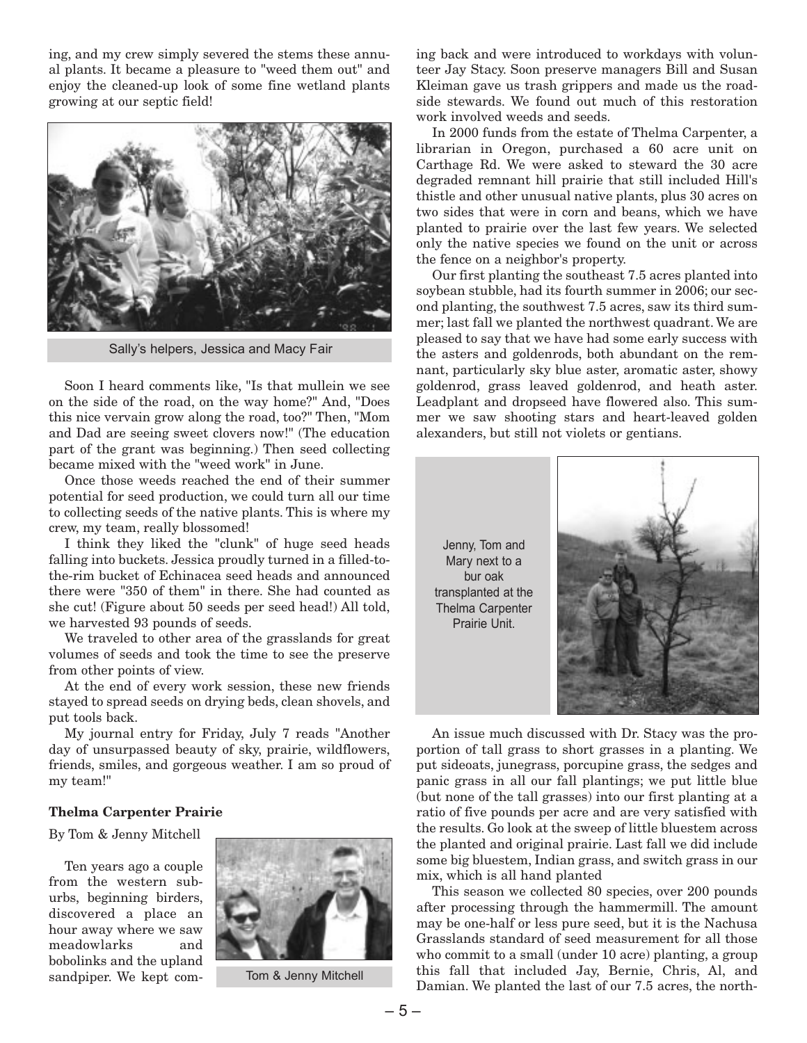ing, and my crew simply severed the stems these annual plants. It became a pleasure to "weed them out" and enjoy the cleaned-up look of some fine wetland plants growing at our septic field!

Sally's helpers, Jessica and Macy Fair

Soon I heard comments like, "Is that mullein we see on the side of the road, on the way home?" And, "Does this nice vervain grow along the road, too?" Then, "Mom and Dad are seeing sweet clovers now!" (The education part of the grant was beginning.) Then seed collecting became mixed with the "weed work" in June.

Once those weeds reached the end of their summer potential for seed production, we could turn all our time to collecting seeds of the native plants. This is where my crew, my team, really blossomed!

I think they liked the "clunk" of huge seed heads falling into buckets. Jessica proudly turned in a filled-to-the-rim bucket of Echinacea seed heads and announced there were "350 of them" in there. She had counted as she cut! (Figure about 50 seeds per seed head!) All told, we harvested 93 pounds of seeds.

We traveled to other area of the grasslands for great volumes of seeds and took the time to see the preserve from other points of view.

At the end of every work session, these new friends stayed to spread seeds on drying beds, clean shovels, and put tools back.

My journal entry for Friday, July 7 reads "Another day of unsurpassed beauty of sky, prairie, wildflowers, friends, smiles, and gorgeous weather. I am so proud of my team!"

**Thelma Carpenter Prairie**

By Tom & Jenny Mitchell

Ten years ago a couple from the western suburbs, beginning birders, discovered a place an hour away where we saw meadowlarks and bobolinks and the upland sandpiper. We kept coming back and were introduced to workdays with volunteer Jay Stacy. Soon preserve managers Bill and Susan Kleiman gave us trash grippers and made us the roadside stewards. We found out much of this restoration work involved weeds and seeds.

Tom & Jenny Mitchell

In 2000 funds from the estate of Thelma Carpenter, a librarian in Oregon, purchased a 60 acre unit on Carthage Rd. We were asked to steward the 30 acre degraded remnant hill prairie that still included Hill's thistle and other unusual native plants, plus 30 acres on two sides that were in corn and beans, which we have planted to prairie over the last few years. We selected only the native species we found on the unit or across the fence on a neighbor's property.

Our first planting the southeast 7.5 acres planted into soybean stubble, had its fourth summer in 2006; our second planting, the southwest 7.5 acres, saw its third summer; last fall we planted the northwest quadrant. We are pleased to say that we have had some early success with the asters and goldenrods, both abundant on the remnant, particularly sky blue aster, aromatic aster, showy goldenrod, grass leaved goldenrod, and heath aster. Leadplant and dropseed have flowered also. This summer we saw shooting stars and heart-leaved golden alexanders, but still not violets or gentians.

Jenny, Tom and Mary next to a bur oak transplanted at the Thelma Carpenter Prairie Unit.

An issue much discussed with Dr. Stacy was the proportion of tall grass to short grasses in a planting. We put sideoats, junegrass, porcupine grass, the sedges and panic grass in all our fall plantings; we put little blue (but none of the tall grasses) into our first planting at a ratio of five pounds per acre and are very satisfied with the results. Go look at the sweep of little bluestem across the planted and original prairie. Last fall we did include some big bluestem, Indian grass, and switch grass in our mix, which is all hand planted

This season we collected 80 species, over 200 pounds after processing through the hammermill. The amount may be one-half or less pure seed, but it is the Nachusa Grasslands standard of seed measurement for all those who commit to a small (under 10 acre) planting, a group this fall that included Jay, Bernie, Chris, Al, and Damian. We planted the last of our 7.5 acres, the north-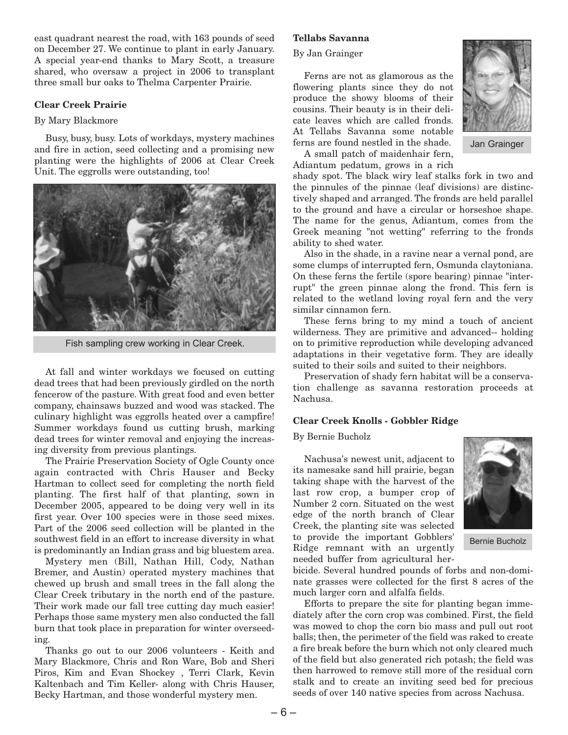east quadrant nearest the road, with 163 pounds of seed on December 27. We continue to plant in early January. A special year-end thanks to Mary Scott, a treasure shared, who oversaw a project in 2006 to transplant three small bur oaks to Thelma Carpenter Prairie.

**Clear Creek Prairie**

By Mary Blackmore

Busy, busy, busy. Lots of workdays, mystery machines and fire in action, seed collecting and a promising new planting were the highlights of 2006 at Clear Creek Unit. The eggrolls were outstanding, too!

Fish sampling crew working in Clear Creek.

At fall and winter workdays we focused on cutting dead trees that had been previously girdled on the north fencerow of the pasture. With great food and even better company, chainsaws buzzed and wood was stacked. The culinary highlight was eggrolls heated over a campfire! Summer workdays found us cutting brush, marking dead trees for winter removal and enjoying the increasing diversity from previous plantings.

The Prairie Preservation Society of Ogle County once again contracted with Chris Hauser and Becky Hartman to collect seed for completing the north field planting. The first half of that planting, sown in December 2005, appeared to be doing very well in its first year. Over 100 species were in those seed mixes. Part of the 2006 seed collection will be planted in the southwest field in an effort to increase diversity in what is predominantly an Indian grass and big bluestem area.

Mystery men (Bill, Nathan Hill, Cody, Nathan Bremer, and Austin) operated mystery machines that chewed up brush and small trees in the fall along the Clear Creek tributary in the north end of the pasture. Their work made our fall tree cutting day much easier! Perhaps those same mystery men also conducted the fall burn that took place in preparation for winter overseeding.

Thanks go out to our 2006 volunteers - Keith and Mary Blackmore, Chris and Ron Ware, Bob and Sheri Piros, Kim and Evan Shockey , Terri Clark, Kevin Kaltenbach and Tim Keller- along with Chris Hauser, Becky Hartman, and those wonderful mystery men.

**Tellabs Savanna**

By Jan Grainger

Jan Grainger

Ferns are not as glamorous as the flowering plants since they do not produce the showy blooms of their cousins. Their beauty is in their delicate leaves which are called fronds. At Tellabs Savanna some notable ferns are found nestled in the shade.

A small patch of maidenhair fern, Adiantum pedatum, grows in a rich shady spot. The black wiry leaf stalks fork in two and the pinnules of the pinnae (leaf divisions) are distinctively shaped and arranged. The fronds are held parallel to the ground and have a circular or horseshoe shape. The name for the genus, Adiantum, comes from the Greek meaning "not wetting" referring to the fronds ability to shed water.

Also in the shade, in a ravine near a vernal pond, are some clumps of interrupted fern, Osmunda claytoniana. On these ferns the fertile (spore bearing) pinnae "interrupt" the green pinnae along the frond. This fern is related to the wetland loving royal fern and the very similar cinnamon fern.

These ferns bring to my mind a touch of ancient wilderness. They are primitive and advanced-- holding on to primitive reproduction while developing advanced adaptations in their vegetative form. They are ideally suited to their soils and suited to their neighbors.

Preservation of shady fern habitat will be a conservation challenge as savanna restoration proceeds at Nachusa.

**Clear Creek Knolls - Gobbler Ridge**

By Bernie Bucholz

Bernie Bucholz

Nachusa's newest unit, adjacent to its namesake sand hill prairie, began taking shape with the harvest of the last row crop, a bumper crop of Number 2 corn. Situated on the west edge of the north branch of Clear Creek, the planting site was selected to provide the important Gobblers' Ridge remnant with an urgently needed buffer from agricultural herbicide. Several hundred pounds of forbs and non-dominate grasses were collected for the first 8 acres of the much larger corn and alfalfa fields.

Efforts to prepare the site for planting began immediately after the corn crop was combined. First, the field was mowed to chop the corn bio mass and pull out root balls; then, the perimeter of the field was raked to create a fire break before the burn which not only cleared much of the field but also generated rich potash; the field was then harrowed to remove still more of the residual corn stalk and to create an inviting seed bed for precious seeds of over 140 native species from across Nachusa.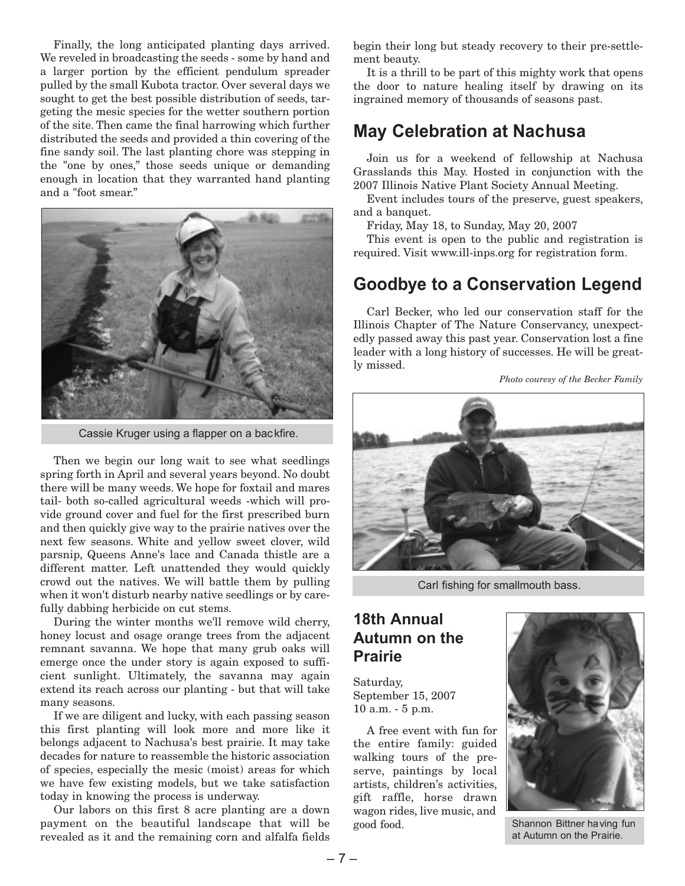Finally, the long anticipated planting days arrived. We reveled in broadcasting the seeds - some by hand and a larger portion by the efficient pendulum spreader pulled by the small Kubota tractor. Over several days we sought to get the best possible distribution of seeds, targeting the mesic species for the wetter southern portion of the site. Then came the final harrowing which further distributed the seeds and provided a thin covering of the fine sandy soil. The last planting chore was stepping in the "one by ones," those seeds unique or demanding enough in location that they warranted hand planting and a "foot smear."

Cassie Kruger using a flapper on a backfire.

Then we begin our long wait to see what seedlings spring forth in April and several years beyond. No doubt there will be many weeds. We hope for foxtail and mares tail- both so-called agricultural weeds -which will provide ground cover and fuel for the first prescribed burn and then quickly give way to the prairie natives over the next few seasons. White and yellow sweet clover, wild parsnip, Queens Anne's lace and Canada thistle are a different matter. Left unattended they would quickly crowd out the natives. We will battle them by pulling when it won't disturb nearby native seedlings or by carefully dabbing herbicide on cut stems.

During the winter months we'll remove wild cherry, honey locust and osage orange trees from the adjacent remnant savanna. We hope that many grub oaks will emerge once the under story is again exposed to sufficient sunlight. Ultimately, the savanna may again extend its reach across our planting - but that will take many seasons.

If we are diligent and lucky, with each passing season this first planting will look more and more like it belongs adjacent to Nachusa's best prairie. It may take decades for nature to reassemble the historic association of species, especially the mesic (moist) areas for which we have few existing models, but we take satisfaction today in knowing the process is underway.

Our labors on this first 8 acre planting are a down payment on the beautiful landscape that will be revealed as it and the remaining corn and alfalfa fields begin their long but steady recovery to their pre-settlement beauty.

It is a thrill to be part of this mighty work that opens the door to nature healing itself by drawing on its ingrained memory of thousands of seasons past.

## May Celebration at Nachusa

Join us for a weekend of fellowship at Nachusa Grasslands this May. Hosted in conjunction with the 2007 Illinois Native Plant Society Annual Meeting.

Event includes tours of the preserve, guest speakers, and a banquet.

Friday, May 18, to Sunday, May 20, 2007

This event is open to the public and registration is required. Visit www.ill-inps.org for registration form.

## Goodbye to a Conservation Legend

Carl Becker, who led our conservation staff for the Illinois Chapter of The Nature Conservancy, unexpectedly passed away this past year. Conservation lost a fine leader with a long history of successes. He will be greatly missed.

*Photo couresy of the Becker Family*

Carl fishing for smallmouth bass.

### 18th Annual Autumn on the Prairie

Saturday,
September 15, 2007
10 a.m. - 5 p.m.

A free event with fun for the entire family: guided walking tours of the preserve, paintings by local artists, children's activities, gift raffle, horse drawn wagon rides, live music, and good food.

Shannon Bittner having fun at Autumn on the Prairie.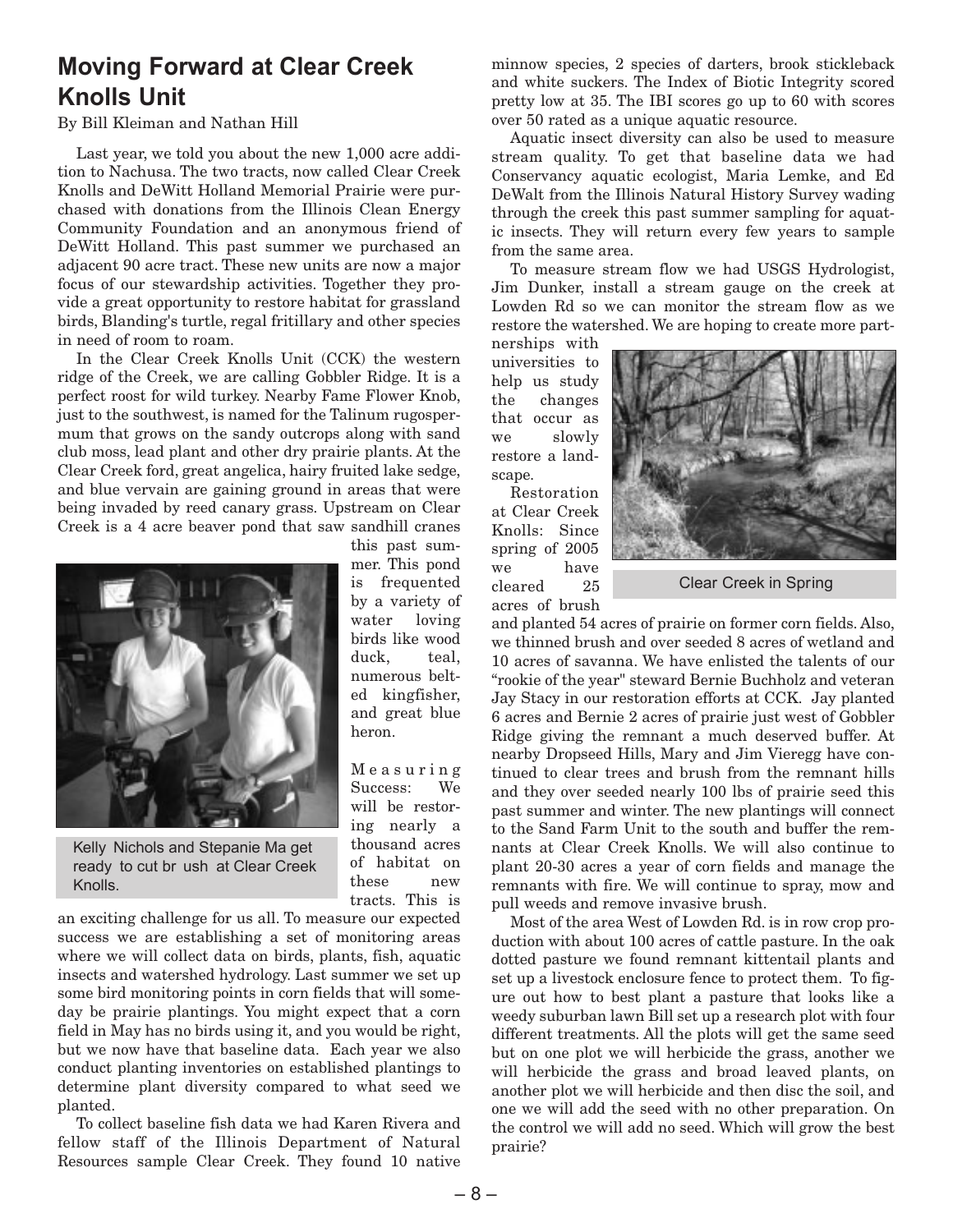## Moving Forward at Clear Creek Knolls Unit

By Bill Kleiman and Nathan Hill

Last year, we told you about the new 1,000 acre addition to Nachusa. The two tracts, now called Clear Creek Knolls and DeWitt Holland Memorial Prairie were purchased with donations from the Illinois Clean Energy Community Foundation and an anonymous friend of DeWitt Holland. This past summer we purchased an adjacent 90 acre tract. These new units are now a major focus of our stewardship activities. Together they provide a great opportunity to restore habitat for grassland birds, Blanding's turtle, regal fritillary and other species in need of room to roam.

In the Clear Creek Knolls Unit (CCK) the western ridge of the Creek, we are calling Gobbler Ridge. It is a perfect roost for wild turkey. Nearby Fame Flower Knob, just to the southwest, is named for the Talinum rugospermum that grows on the sandy outcrops along with sand club moss, lead plant and other dry prairie plants. At the Clear Creek ford, great angelica, hairy fruited lake sedge, and blue vervain are gaining ground in areas that were being invaded by reed canary grass. Upstream on Clear Creek is a 4 acre beaver pond that saw sandhill cranes this past summer. This pond is frequented by a variety of water loving birds like wood duck, teal, numerous belted kingfisher, and great blue heron.

Kelly Nichols and Stepanie Ma get ready to cut br ush at Clear Creek Knolls.

Measuring Success: We will be restoring nearly a thousand acres of habitat on these new tracts. This is an exciting challenge for us all. To measure our expected success we are establishing a set of monitoring areas where we will collect data on birds, plants, fish, aquatic insects and watershed hydrology. Last summer we set up some bird monitoring points in corn fields that will someday be prairie plantings. You might expect that a corn field in May has no birds using it, and you would be right, but we now have that baseline data. Each year we also conduct planting inventories on established plantings to determine plant diversity compared to what seed we planted.

To collect baseline fish data we had Karen Rivera and fellow staff of the Illinois Department of Natural Resources sample Clear Creek. They found 10 native minnow species, 2 species of darters, brook stickleback and white suckers. The Index of Biotic Integrity scored pretty low at 35. The IBI scores go up to 60 with scores over 50 rated as a unique aquatic resource.

Aquatic insect diversity can also be used to measure stream quality. To get that baseline data we had Conservancy aquatic ecologist, Maria Lemke, and Ed DeWalt from the Illinois Natural History Survey wading through the creek this past summer sampling for aquatic insects. They will return every few years to sample from the same area.

To measure stream flow we had USGS Hydrologist, Jim Dunker, install a stream gauge on the creek at Lowden Rd so we can monitor the stream flow as we restore the watershed. We are hoping to create more partnerships with universities to help us study the changes that occur as we slowly restore a landscape.

Clear Creek in Spring

Restoration at Clear Creek Knolls: Since spring of 2005 we have cleared 25 acres of brush and planted 54 acres of prairie on former corn fields. Also, we thinned brush and over seeded 8 acres of wetland and 10 acres of savanna. We have enlisted the talents of our "rookie of the year" steward Bernie Buchholz and veteran Jay Stacy in our restoration efforts at CCK. Jay planted 6 acres and Bernie 2 acres of prairie just west of Gobbler Ridge giving the remnant a much deserved buffer. At nearby Dropseed Hills, Mary and Jim Vieregg have continued to clear trees and brush from the remnant hills and they over seeded nearly 100 lbs of prairie seed this past summer and winter. The new plantings will connect to the Sand Farm Unit to the south and buffer the remnants at Clear Creek Knolls. We will also continue to plant 20-30 acres a year of corn fields and manage the remnants with fire. We will continue to spray, mow and pull weeds and remove invasive brush.

Most of the area West of Lowden Rd. is in row crop production with about 100 acres of cattle pasture. In the oak dotted pasture we found remnant kittentail plants and set up a livestock enclosure fence to protect them. To figure out how to best plant a pasture that looks like a weedy suburban lawn Bill set up a research plot with four different treatments. All the plots will get the same seed but on one plot we will herbicide the grass, another we will herbicide the grass and broad leaved plants, on another plot we will herbicide and then disc the soil, and one we will add the seed with no other preparation. On the control we will add no seed. Which will grow the best prairie?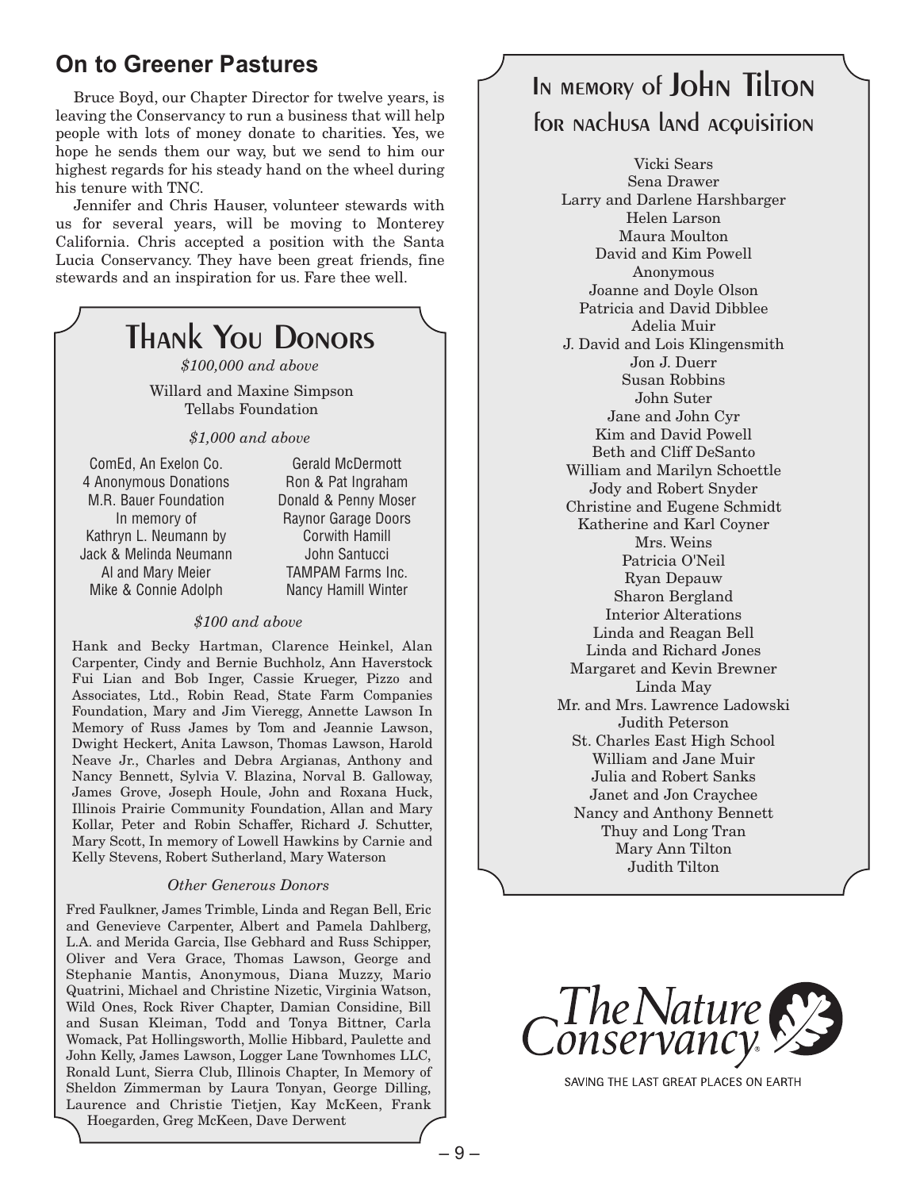## On to Greener Pastures

Bruce Boyd, our Chapter Director for twelve years, is leaving the Conservancy to run a business that will help people with lots of money donate to charities. Yes, we hope he sends them our way, but we send to him our highest regards for his steady hand on the wheel during his tenure with TNC.

Jennifer and Chris Hauser, volunteer stewards with us for several years, will be moving to Monterey California. Chris accepted a position with the Santa Lucia Conservancy. They have been great friends, fine stewards and an inspiration for us. Fare thee well.

## Thank You Donors

*$100,000 and above*

Willard and Maxine Simpson
Tellabs Foundation

*$1,000 and above*

ComEd, An Exelon Co.
4 Anonymous Donations
M.R. Bauer Foundation
In memory of Kathryn L. Neumann by Jack & Melinda Neumann
Al and Mary Meier
Mike & Connie Adolph
Gerald McDermott
Ron & Pat Ingraham
Donald & Penny Moser
Raynor Garage Doors
Corwith Hamill
John Santucci
TAMPAM Farms Inc.
Nancy Hamill Winter

*$100 and above*

Hank and Becky Hartman, Clarence Heinkel, Alan Carpenter, Cindy and Bernie Buchholz, Ann Haverstock Fui Lian and Bob Inger, Cassie Krueger, Pizzo and Associates, Ltd., Robin Read, State Farm Companies Foundation, Mary and Jim Vieregg, Annette Lawson In Memory of Russ James by Tom and Jeannie Lawson, Dwight Heckert, Anita Lawson, Thomas Lawson, Harold Neave Jr., Charles and Debra Argianas, Anthony and Nancy Bennett, Sylvia V. Blazina, Norval B. Galloway, James Grove, Joseph Houle, John and Roxana Huck, Illinois Prairie Community Foundation, Allan and Mary Kollar, Peter and Robin Schaffer, Richard J. Schutter, Mary Scott, In memory of Lowell Hawkins by Carnie and Kelly Stevens, Robert Sutherland, Mary Waterson

*Other Generous Donors*

Fred Faulkner, James Trimble, Linda and Regan Bell, Eric and Genevieve Carpenter, Albert and Pamela Dahlberg, L.A. and Merida Garcia, Ilse Gebhard and Russ Schipper, Oliver and Vera Grace, Thomas Lawson, George and Stephanie Mantis, Anonymous, Diana Muzzy, Mario Quatrini, Michael and Christine Nizetic, Virginia Watson, Wild Ones, Rock River Chapter, Damian Considine, Bill and Susan Kleiman, Todd and Tonya Bittner, Carla Womack, Pat Hollingsworth, Mollie Hibbard, Paulette and John Kelly, James Lawson, Logger Lane Townhomes LLC, Ronald Lunt, Sierra Club, Illinois Chapter, In Memory of Sheldon Zimmerman by Laura Tonyan, George Dilling, Laurence and Christie Tietjen, Kay McKeen, Frank Hoegarden, Greg McKeen, Dave Derwent

## In memory of John Tilton for Nachusa land acquisition

Vicki Sears
Sena Drawer
Larry and Darlene Harshbarger
Helen Larson
Maura Moulton
David and Kim Powell
Anonymous
Joanne and Doyle Olson
Patricia and David Dibblee
Adelia Muir
J. David and Lois Klingensmith
Jon J. Duerr
Susan Robbins
John Suter
Jane and John Cyr
Kim and David Powell
Beth and Cliff DeSanto
William and Marilyn Schoettle
Jody and Robert Snyder
Christine and Eugene Schmidt
Katherine and Karl Coyner
Mrs. Weins
Patricia O'Neil
Ryan Depauw
Sharon Bergland
Interior Alterations
Linda and Reagan Bell
Linda and Richard Jones
Margaret and Kevin Brewner
Linda May
Mr. and Mrs. Lawrence Ladowski
Judith Peterson
St. Charles East High School
William and Jane Muir
Julia and Robert Sanks
Janet and Jon Craychee
Nancy and Anthony Bennett
Thuy and Long Tran
Mary Ann Tilton
Judith Tilton

The Nature Conservancy
SAVING THE LAST GREAT PLACES ON EARTH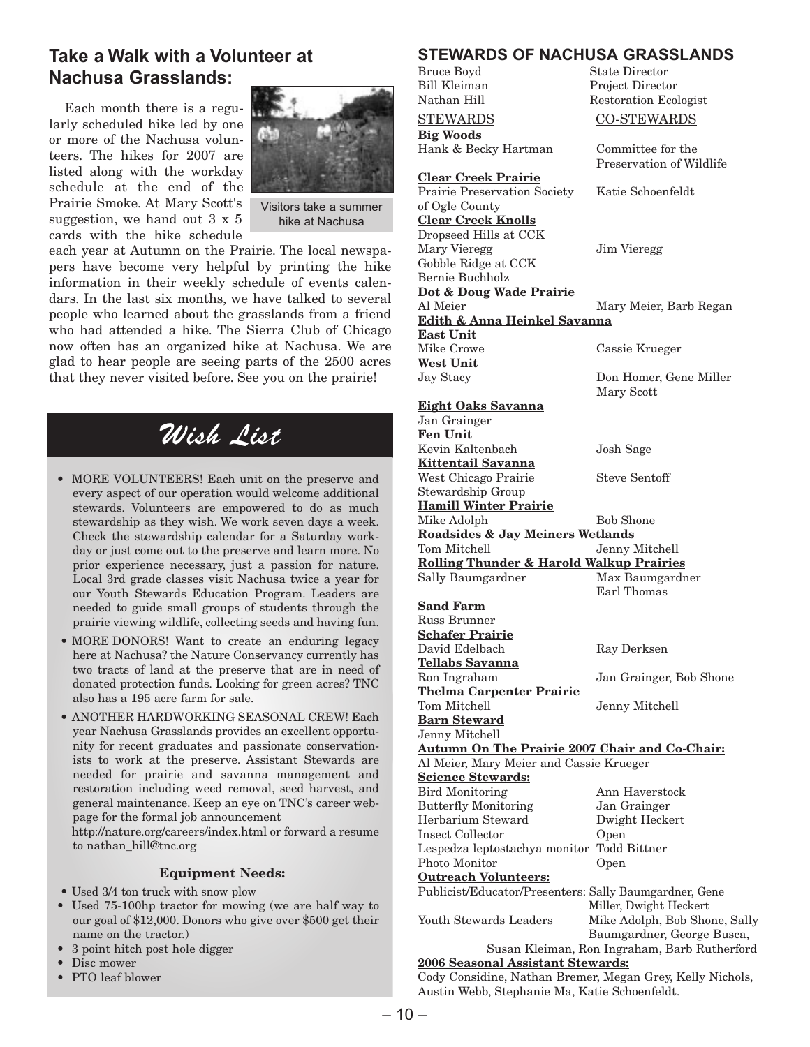## Take a Walk with a Volunteer at Nachusa Grasslands:

Each month there is a regularly scheduled hike led by one or more of the Nachusa volunteers. The hikes for 2007 are listed along with the workday schedule at the end of the Prairie Smoke. At Mary Scott's suggestion, we hand out 3 x 5 cards with the hike schedule each year at Autumn on the Prairie. The local newspapers have become very helpful by printing the hike information in their weekly schedule of events calendars. In the last six months, we have talked to several people who learned about the grasslands from a friend who had attended a hike. The Sierra Club of Chicago now often has an organized hike at Nachusa. We are glad to hear people are seeing parts of the 2500 acres that they never visited before. See you on the prairie!

Visitors take a summer hike at Nachusa

## *Wish List*

- MORE VOLUNTEERS! Each unit on the preserve and every aspect of our operation would welcome additional stewards. Volunteers are empowered to do as much stewardship as they wish. We work seven days a week. Check the stewardship calendar for a Saturday workday or just come out to the preserve and learn more. No prior experience necessary, just a passion for nature. Local 3rd grade classes visit Nachusa twice a year for our Youth Stewards Education Program. Leaders are needed to guide small groups of students through the prairie viewing wildlife, collecting seeds and having fun.
- MORE DONORS! Want to create an enduring legacy here at Nachusa? the Nature Conservancy currently has two tracts of land at the preserve that are in need of donated protection funds. Looking for green acres? TNC also has a 195 acre farm for sale.
- ANOTHER HARDWORKING SEASONAL CREW! Each year Nachusa Grasslands provides an excellent opportunity for recent graduates and passionate conservationists to work at the preserve. Assistant Stewards are needed for prairie and savanna management and restoration including weed removal, seed harvest, and general maintenance. Keep an eye on TNC's career webpage for the formal job announcement http://nature.org/careers/index.html or forward a resume to nathan_hill@tnc.org

### Equipment Needs:

- Used 3/4 ton truck with snow plow
- Used 75-100hp tractor for mowing (we are half way to our goal of $12,000. Donors who give over $500 get their name on the tractor.)
- 3 point hitch post hole digger
- Disc mower
- PTO leaf blower

## STEWARDS OF NACHUSA GRASSLANDS

Bruce Boyd — State Director
Bill Kleiman — Project Director
Nathan Hill — Restoration Ecologist

| STEWARDS | CO-STEWARDS |
|---|---|
| **Big Woods** | |
| Hank & Becky Hartman | Committee for the Preservation of Wildlife |
| **Clear Creek Prairie** | |
| Prairie Preservation Society of Ogle County | Katie Schoenfeldt |
| **Clear Creek Knolls** | |
| Dropseed Hills at CCK | |
| Mary Vieregg | Jim Vieregg |
| Gobble Ridge at CCK | |
| Bernie Buchholz | |
| **Dot & Doug Wade Prairie** | |
| Al Meier | Mary Meier, Barb Regan |
| **Edith & Anna Heinkel Savanna** | |
| **East Unit** | |
| Mike Crowe | Cassie Krueger |
| **West Unit** | |
| Jay Stacy | Don Homer, Gene Miller, Mary Scott |
| **Eight Oaks Savanna** | |
| Jan Grainger | |
| **Fen Unit** | |
| Kevin Kaltenbach | Josh Sage |
| **Kittentail Savanna** | |
| West Chicago Prairie Stewardship Group | Steve Sentoff |
| **Hamill Winter Prairie** | |
| Mike Adolph | Bob Shone |
| **Roadsides & Jay Meiners Wetlands** | |
| Tom Mitchell | Jenny Mitchell |
| **Rolling Thunder & Harold Walkup Prairies** | |
| Sally Baumgardner | Max Baumgardner, Earl Thomas |
| **Sand Farm** | |
| Russ Brunner | |
| **Schafer Prairie** | |
| David Edelbach | Ray Derksen |
| **Tellabs Savanna** | |
| Ron Ingraham | Jan Grainger, Bob Shone |
| **Thelma Carpenter Prairie** | |
| Tom Mitchell | Jenny Mitchell |
| **Barn Steward** | |
| Jenny Mitchell | |

**Autumn On The Prairie 2007 Chair and Co-Chair:**
Al Meier, Mary Meier and Cassie Krueger

**Science Stewards:**

| | |
|---|---|
| Bird Monitoring | Ann Haverstock |
| Butterfly Monitoring | Jan Grainger |
| Herbarium Steward | Dwight Heckert |
| Insect Collector | Open |
| Lespedza leptostachya monitor | Todd Bittner |
| Photo Monitor | Open |

**Outreach Volunteers:**

Publicist/Educator/Presenters: Sally Baumgardner, Gene Miller, Dwight Heckert
Youth Stewards Leaders: Mike Adolph, Bob Shone, Sally Baumgardner, George Busca, Susan Kleiman, Ron Ingraham, Barb Rutherford

**2006 Seasonal Assistant Stewards:**
Cody Considine, Nathan Bremer, Megan Grey, Kelly Nichols, Austin Webb, Stephanie Ma, Katie Schoenfeldt.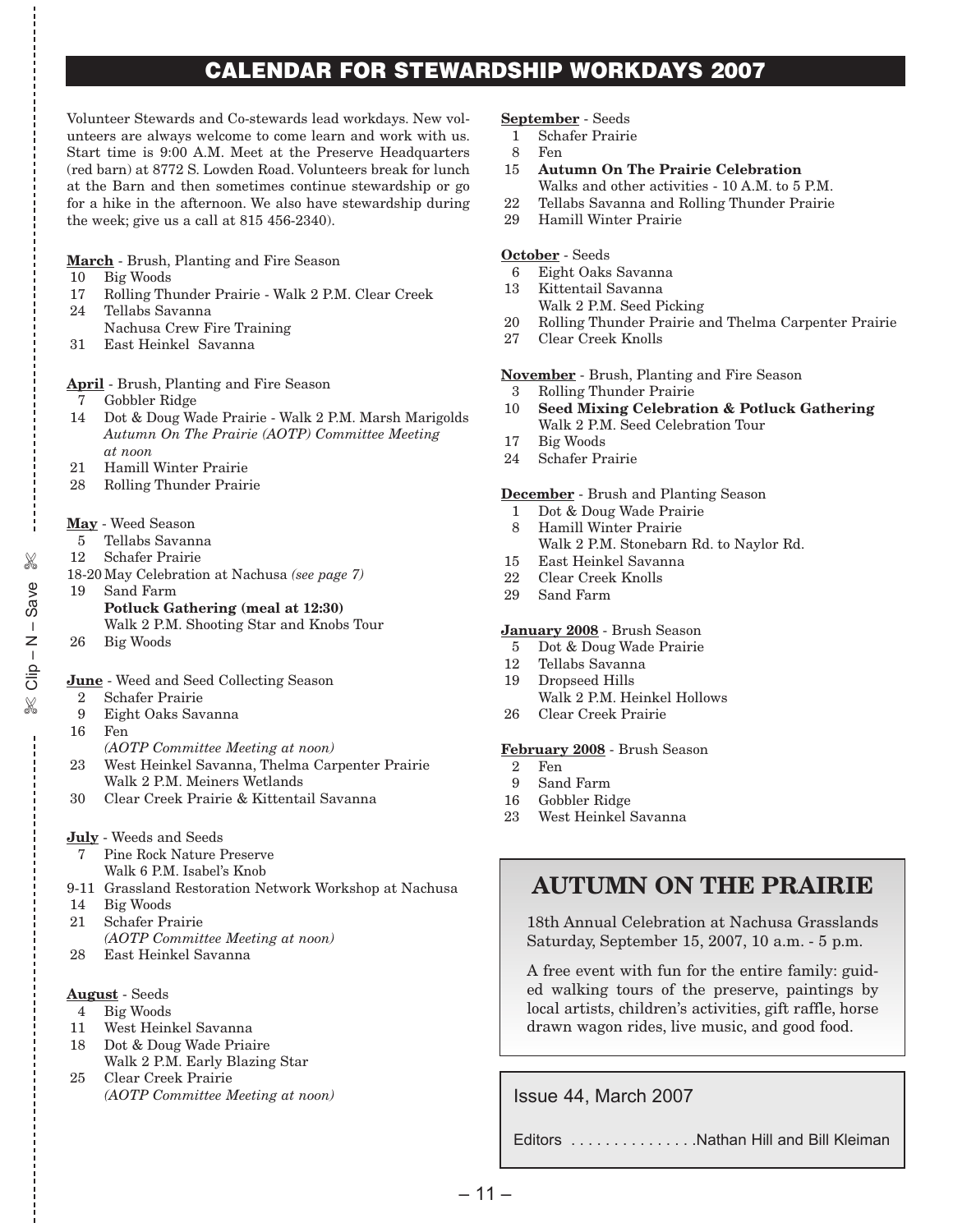# CALENDAR FOR STEWARDSHIP WORKDAYS 2007

Volunteer Stewards and Co-stewards lead workdays. New volunteers are always welcome to come learn and work with us. Start time is 9:00 A.M. Meet at the Preserve Headquarters (red barn) at 8772 S. Lowden Road. Volunteers break for lunch at the Barn and then sometimes continue stewardship or go for a hike in the afternoon. We also have stewardship during the week; give us a call at 815 456-2340).

**March** - Brush, Planting and Fire Season

- 10 Big Woods
- 17 Rolling Thunder Prairie - Walk 2 P.M. Clear Creek
- 24 Tellabs Savanna
  Nachusa Crew Fire Training
- 31 East Heinkel Savanna

**April** - Brush, Planting and Fire Season

- 7 Gobbler Ridge
- 14 Dot & Doug Wade Prairie - Walk 2 P.M. Marsh Marigolds
  *Autumn On The Prairie (AOTP) Committee Meeting at noon*
- 21 Hamill Winter Prairie
- 28 Rolling Thunder Prairie

**May** - Weed Season

- 5 Tellabs Savanna
- 12 Schafer Prairie
- 18-20 May Celebration at Nachusa *(see page 7)*
- 19 Sand Farm
  **Potluck Gathering (meal at 12:30)**
  Walk 2 P.M. Shooting Star and Knobs Tour
- 26 Big Woods

**June** - Weed and Seed Collecting Season

- 2 Schafer Prairie
- 9 Eight Oaks Savanna
- 16 Fen
  *(AOTP Committee Meeting at noon)*
- 23 West Heinkel Savanna, Thelma Carpenter Prairie
  Walk 2 P.M. Meiners Wetlands
- 30 Clear Creek Prairie & Kittentail Savanna

**July** - Weeds and Seeds

- 7 Pine Rock Nature Preserve
  Walk 6 P.M. Isabel's Knob
- 9-11 Grassland Restoration Network Workshop at Nachusa
- 14 Big Woods
- 21 Schafer Prairie
  *(AOTP Committee Meeting at noon)*
- 28 East Heinkel Savanna

**August** - Seeds

- 4 Big Woods
- 11 West Heinkel Savanna
- 18 Dot & Doug Wade Priaire
  Walk 2 P.M. Early Blazing Star
- 25 Clear Creek Prairie
  *(AOTP Committee Meeting at noon)*

**September** - Seeds

- 1 Schafer Prairie
- 8 Fen
- 15 **Autumn On The Prairie Celebration**
  Walks and other activities - 10 A.M. to 5 P.M.
- 22 Tellabs Savanna and Rolling Thunder Prairie
- 29 Hamill Winter Prairie

**October** - Seeds

- 6 Eight Oaks Savanna
- 13 Kittentail Savanna
  Walk 2 P.M. Seed Picking
- 20 Rolling Thunder Prairie and Thelma Carpenter Prairie
- 27 Clear Creek Knolls

**November** - Brush, Planting and Fire Season

- 3 Rolling Thunder Prairie
- 10 **Seed Mixing Celebration & Potluck Gathering**
  Walk 2 P.M. Seed Celebration Tour
- 17 Big Woods
- 24 Schafer Prairie

**December** - Brush and Planting Season

- 1 Dot & Doug Wade Prairie
- 8 Hamill Winter Prairie
  Walk 2 P.M. Stonebarn Rd. to Naylor Rd.
- 15 East Heinkel Savanna
- 22 Clear Creek Knolls
- 29 Sand Farm

**January 2008** - Brush Season

- 5 Dot & Doug Wade Prairie
- 12 Tellabs Savanna
- 19 Dropseed Hills
  Walk 2 P.M. Heinkel Hollows
- 26 Clear Creek Prairie

**February 2008** - Brush Season

- 2 Fen
- 9 Sand Farm
- 16 Gobbler Ridge
- 23 West Heinkel Savanna

## AUTUMN ON THE PRAIRIE

18th Annual Celebration at Nachusa Grasslands
Saturday, September 15, 2007, 10 a.m. - 5 p.m.

A free event with fun for the entire family: guided walking tours of the preserve, paintings by local artists, children's activities, gift raffle, horse drawn wagon rides, live music, and good food.

Issue 44, March 2007

Editors . . . . . . . . . . . . . . .Nathan Hill and Bill Kleiman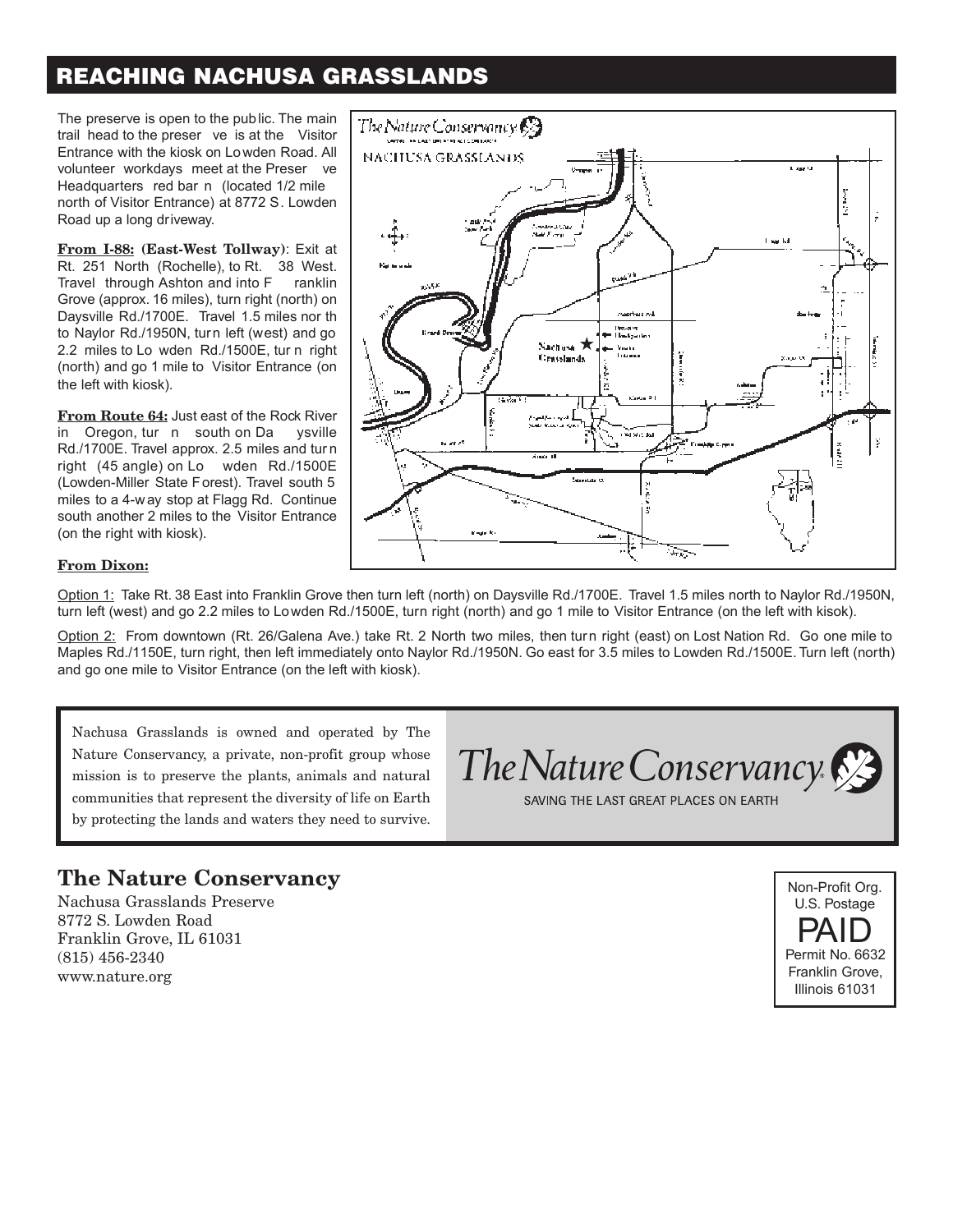# REACHING NACHUSA GRASSLANDS

The preserve is open to the public. The main trail head to the preserve is at the Visitor Entrance with the kiosk on Lowden Road. All volunteer workdays meet at the Preserve Headquarters red barn (located 1/2 mile north of Visitor Entrance) at 8772 S. Lowden Road up a long driveway.

**From I-88: (East-West Tollway)**: Exit at Rt. 251 North (Rochelle), to Rt. 38 West. Travel through Ashton and into Franklin Grove (approx. 16 miles), turn right (north) on Daysville Rd./1700E. Travel 1.5 miles north to Naylor Rd./1950N, turn left (west) and go 2.2 miles to Lowden Rd./1500E, turn right (north) and go 1 mile to Visitor Entrance (on the left with kiosk).

**From Route 64:** Just east of the Rock River in Oregon, turn south on Daysville Rd./1700E. Travel approx. 2.5 miles and turn right (45 angle) on Lowden Rd./1500E (Lowden-Miller State Forest). Travel south 5 miles to a 4-way stop at Flagg Rd. Continue south another 2 miles to the Visitor Entrance (on the right with kiosk).

The Nature Conservancy

NACHUSA GRASSLANDS

Nachusa Grasslands

**From Dixon:**

Option 1: Take Rt. 38 East into Franklin Grove then turn left (north) on Daysville Rd./1700E. Travel 1.5 miles north to Naylor Rd./1950N, turn left (west) and go 2.2 miles to Lowden Rd./1500E, turn right (north) and go 1 mile to Visitor Entrance (on the left with kisok).

Option 2: From downtown (Rt. 26/Galena Ave.) take Rt. 2 North two miles, then turn right (east) on Lost Nation Rd. Go one mile to Maples Rd./1150E, turn right, then left immediately onto Naylor Rd./1950N. Go east for 3.5 miles to Lowden Rd./1500E. Turn left (north) and go one mile to Visitor Entrance (on the left with kiosk).

Nachusa Grasslands is owned and operated by The Nature Conservancy, a private, non-profit group whose mission is to preserve the plants, animals and natural communities that represent the diversity of life on Earth by protecting the lands and waters they need to survive.

The Nature Conservancy

SAVING THE LAST GREAT PLACES ON EARTH

## The Nature Conservancy

Nachusa Grasslands Preserve
8772 S. Lowden Road
Franklin Grove, IL 61031
(815) 456-2340
www.nature.org

Non-Profit Org.
U.S. Postage
PAID
Permit No. 6632
Franklin Grove,
Illinois 61031